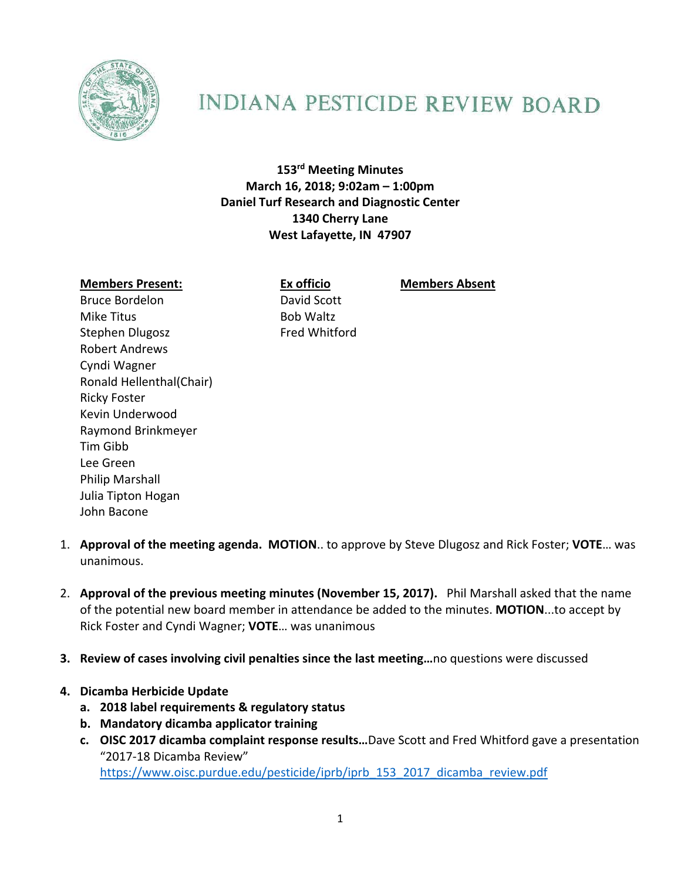# INDIANA PESTICIDE REVIEW BOARD

**153rd Meeting Minutes**
**March 16, 2018; 9:02am – 1:00pm**
**Daniel Turf Research and Diagnostic Center**
**1340 Cherry Lane**
**West Lafayette, IN 47907**

| **Members Present:** | **Ex officio** | **Members Absent** |
|---|---|---|
| Bruce Bordelon | David Scott | |
| Mike Titus | Bob Waltz | |
| Stephen Dlugosz | Fred Whitford | |
| Robert Andrews | | |
| Cyndi Wagner | | |
| Ronald Hellenthal(Chair) | | |
| Ricky Foster | | |
| Kevin Underwood | | |
| Raymond Brinkmeyer | | |
| Tim Gibb | | |
| Lee Green | | |
| Philip Marshall | | |
| Julia Tipton Hogan | | |
| John Bacone | | |

1. **Approval of the meeting agenda. MOTION**.. to approve by Steve Dlugosz and Rick Foster; **VOTE**… was unanimous.

2. **Approval of the previous meeting minutes (November 15, 2017).** Phil Marshall asked that the name of the potential new board member in attendance be added to the minutes. **MOTION**...to accept by Rick Foster and Cyndi Wagner; **VOTE**… was unanimous

3. **Review of cases involving civil penalties since the last meeting…**no questions were discussed

4. **Dicamba Herbicide Update**
   a. **2018 label requirements & regulatory status**
   b. **Mandatory dicamba applicator training**
   c. **OISC 2017 dicamba complaint response results…**Dave Scott and Fred Whitford gave a presentation "2017-18 Dicamba Review" https://www.oisc.purdue.edu/pesticide/iprb/iprb_153_2017_dicamba_review.pdf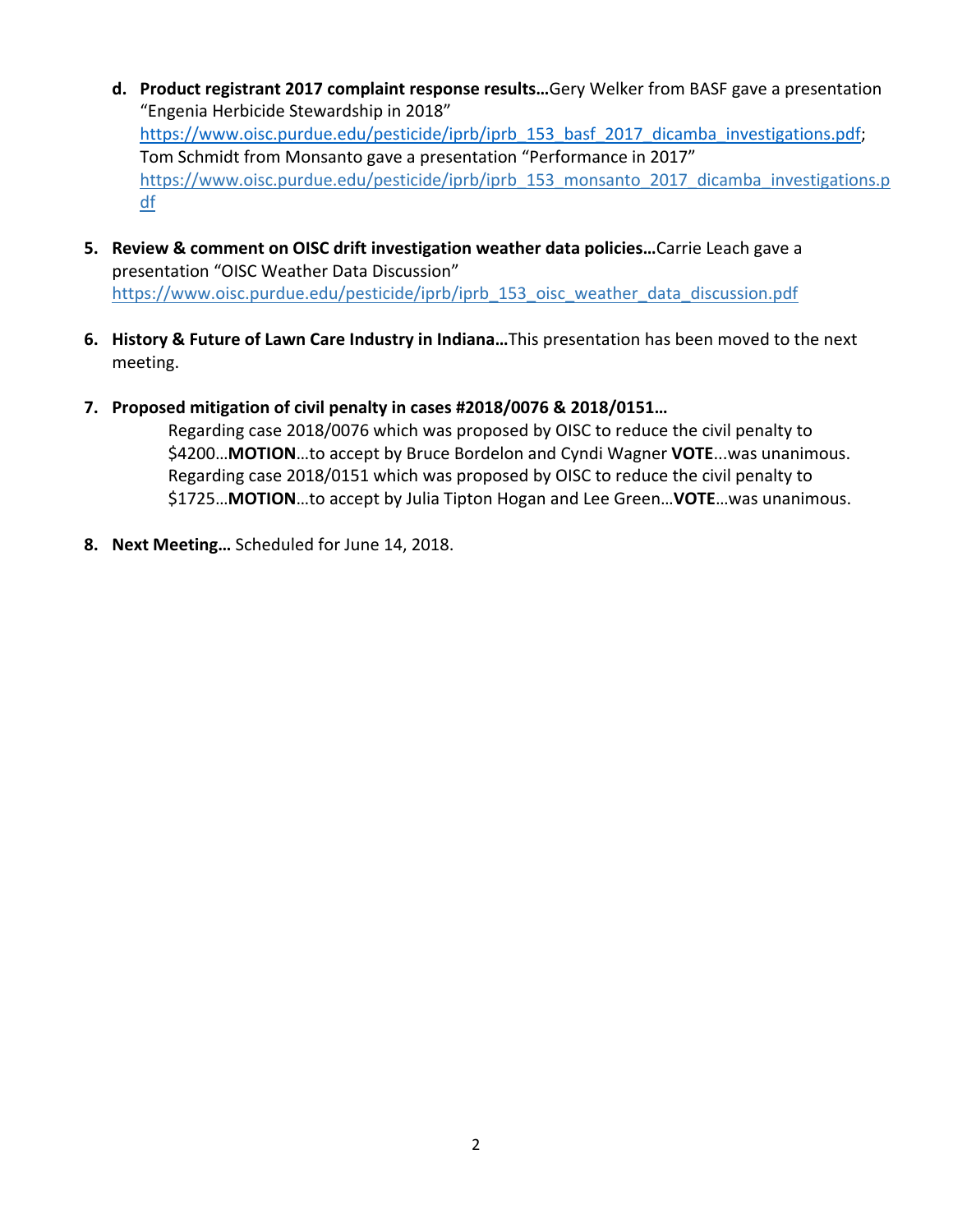d. **Product registrant 2017 complaint response results…**Gery Welker from BASF gave a presentation "Engenia Herbicide Stewardship in 2018" https://www.oisc.purdue.edu/pesticide/iprb/iprb_153_basf_2017_dicamba_investigations.pdf; Tom Schmidt from Monsanto gave a presentation "Performance in 2017" https://www.oisc.purdue.edu/pesticide/iprb/iprb_153_monsanto_2017_dicamba_investigations.pdf

5. **Review & comment on OISC drift investigation weather data policies…**Carrie Leach gave a presentation "OISC Weather Data Discussion" https://www.oisc.purdue.edu/pesticide/iprb/iprb_153_oisc_weather_data_discussion.pdf

6. **History & Future of Lawn Care Industry in Indiana…**This presentation has been moved to the next meeting.

7. **Proposed mitigation of civil penalty in cases #2018/0076 & 2018/0151…**

   Regarding case 2018/0076 which was proposed by OISC to reduce the civil penalty to $4200…**MOTION**…to accept by Bruce Bordelon and Cyndi Wagner **VOTE**...was unanimous. Regarding case 2018/0151 which was proposed by OISC to reduce the civil penalty to $1725…**MOTION**…to accept by Julia Tipton Hogan and Lee Green…**VOTE**…was unanimous.

8. **Next Meeting…** Scheduled for June 14, 2018.